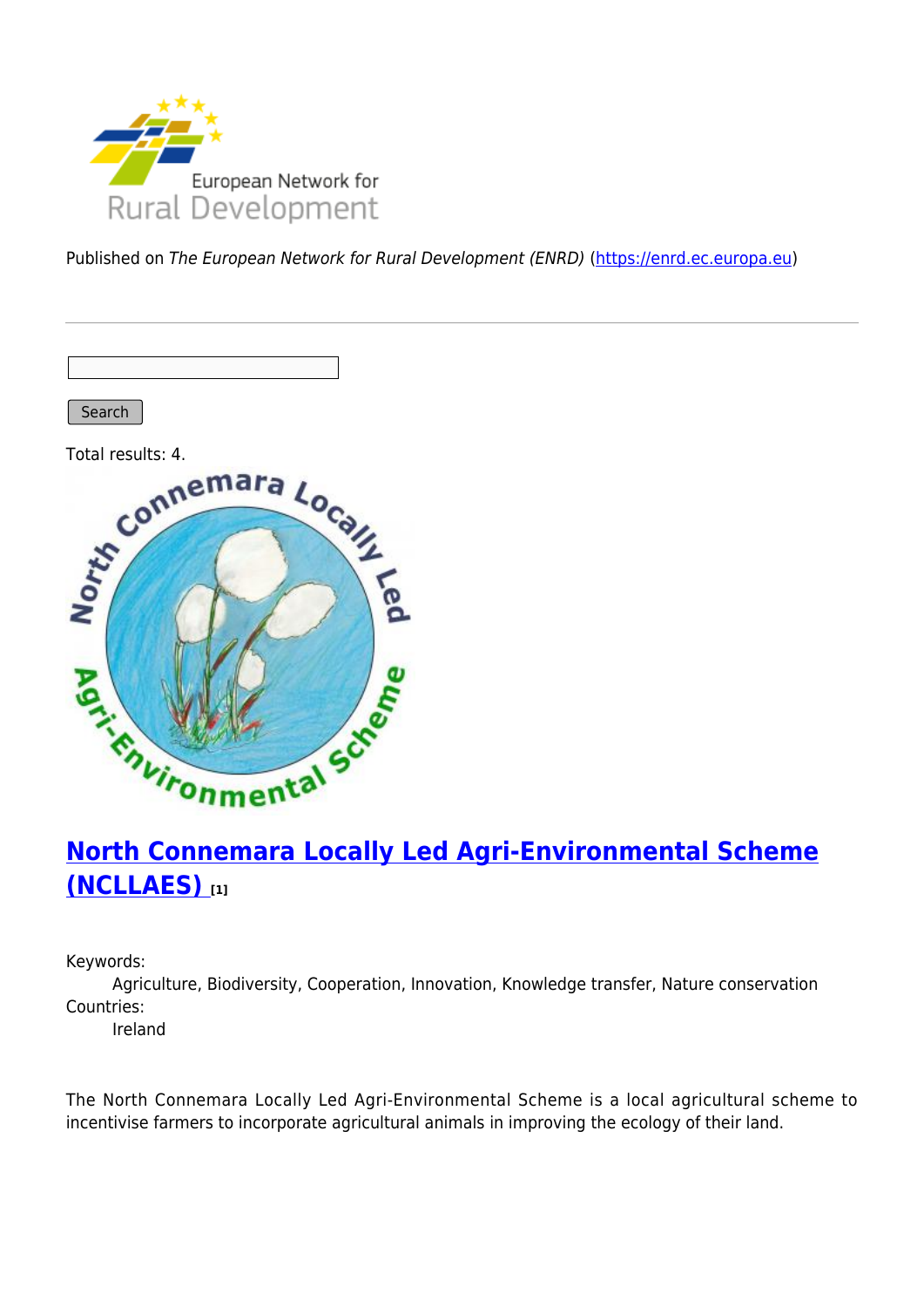Published on *The European Network for Rural Development (ENRD)* (https://enrd.ec.europa.eu)

Search

Total results: 4.

## North Connemara Locally Led Agri-Environmental Scheme (NCLLAES) [1]

Keywords:
Agriculture, Biodiversity, Cooperation, Innovation, Knowledge transfer, Nature conservation

Countries:
Ireland

The North Connemara Locally Led Agri-Environmental Scheme is a local agricultural scheme to incentivise farmers to incorporate agricultural animals in improving the ecology of their land.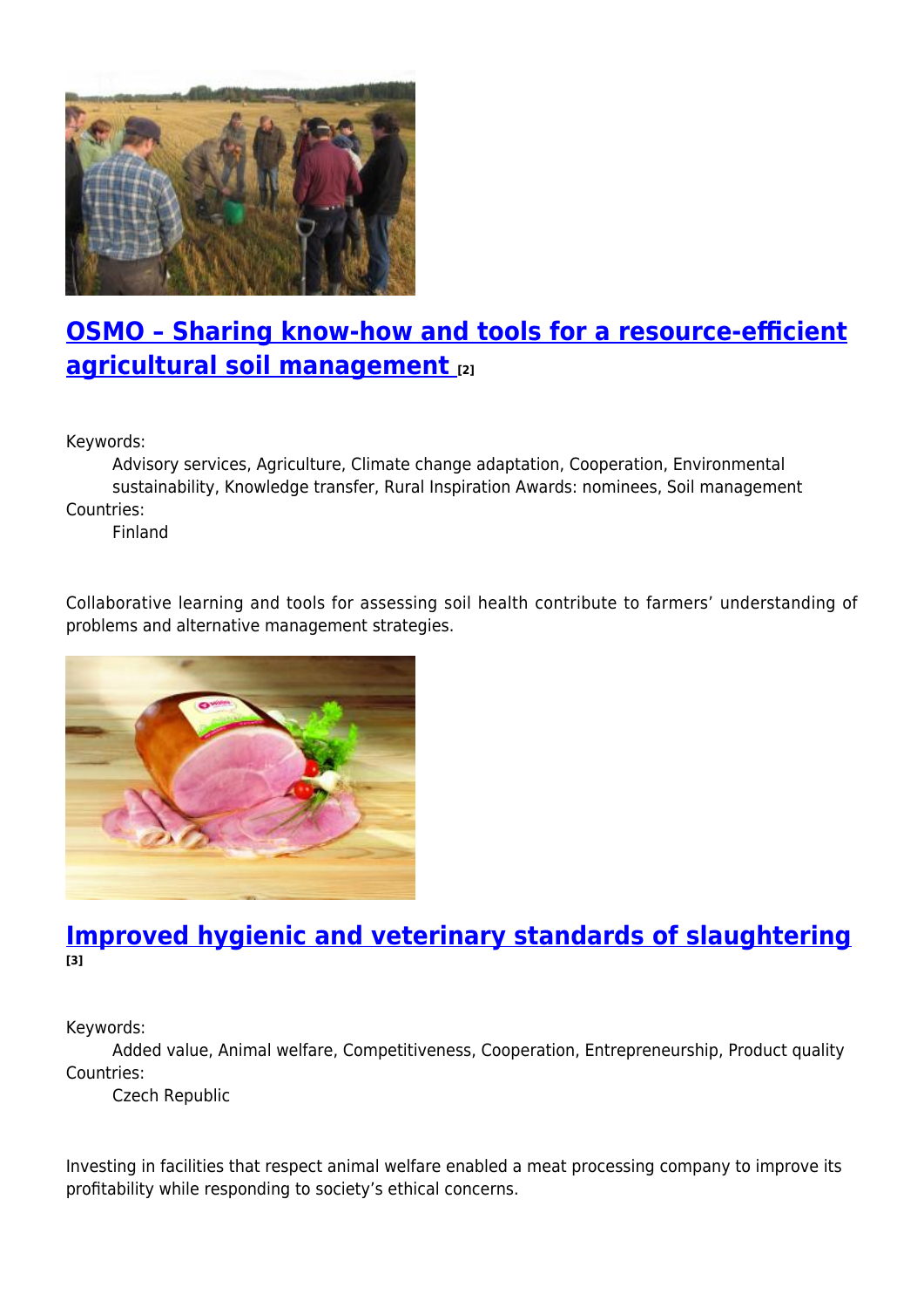## [OSMO – Sharing know-how and tools for a resource-efficient agricultural soil management [2]]

Keywords:
Advisory services, Agriculture, Climate change adaptation, Cooperation, Environmental sustainability, Knowledge transfer, Rural Inspiration Awards: nominees, Soil management

Countries:
Finland

Collaborative learning and tools for assessing soil health contribute to farmers' understanding of problems and alternative management strategies.

## [Improved hygienic and veterinary standards of slaughtering [3]]

Keywords:
Added value, Animal welfare, Competitiveness, Cooperation, Entrepreneurship, Product quality

Countries:
Czech Republic

Investing in facilities that respect animal welfare enabled a meat processing company to improve its profitability while responding to society's ethical concerns.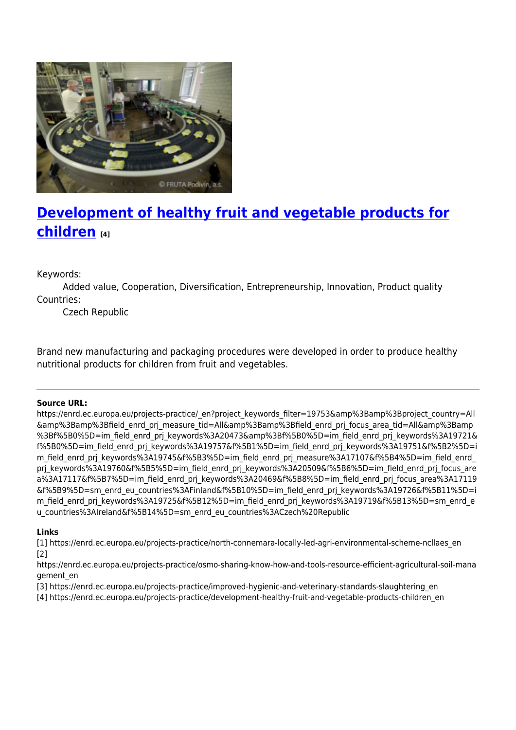## [Development of healthy fruit and vegetable products for children](https://enrd.ec.europa.eu/projects-practice/development-healthy-fruit-and-vegetable-products-children_en) [4]

Keywords:
  Added value, Cooperation, Diversification, Entrepreneurship, Innovation, Product quality
Countries:
  Czech Republic

Brand new manufacturing and packaging procedures were developed in order to produce healthy nutritional products for children from fruit and vegetables.

---

**Source URL:** https://enrd.ec.europa.eu/projects-practice/_en?project_keywords_filter=19753&amp%3Bamp%3Bproject_country=All&amp%3Bamp%3Bfield_enrd_prj_measure_tid=All&amp%3Bamp%3Bfield_enrd_prj_focus_area_tid=All&amp%3Bamp%3Bf%5B0%5D=im_field_enrd_prj_keywords%3A20473&amp%3Bf%5B0%5D=im_field_enrd_prj_keywords%3A19721&f%5B0%5D=im_field_enrd_prj_keywords%3A19757&f%5B1%5D=im_field_enrd_prj_keywords%3A19751&f%5B2%5D=im_field_enrd_prj_keywords%3A19745&f%5B3%5D=im_field_enrd_prj_measure%3A17107&f%5B4%5D=im_field_enrd_prj_keywords%3A19760&f%5B5%5D=im_field_enrd_prj_keywords%3A20509&f%5B6%5D=im_field_enrd_prj_focus_area%3A17117&f%5B7%5D=im_field_enrd_prj_keywords%3A20469&f%5B8%5D=im_field_enrd_prj_focus_area%3A17119&f%5B9%5D=sm_enrd_eu_countries%3AFinland&f%5B10%5D=im_field_enrd_prj_keywords%3A19726&f%5B11%5D=im_field_enrd_prj_keywords%3A19725&f%5B12%5D=im_field_enrd_prj_keywords%3A19719&f%5B13%5D=sm_enrd_eu_countries%3AIreland&f%5B14%5D=sm_enrd_eu_countries%3ACzech%20Republic

**Links**

[1] https://enrd.ec.europa.eu/projects-practice/north-connemara-locally-led-agri-environmental-scheme-ncllaes_en
[2] https://enrd.ec.europa.eu/projects-practice/osmo-sharing-know-how-and-tools-resource-efficient-agricultural-soil-management_en
[3] https://enrd.ec.europa.eu/projects-practice/improved-hygienic-and-veterinary-standards-slaughtering_en
[4] https://enrd.ec.europa.eu/projects-practice/development-healthy-fruit-and-vegetable-products-children_en